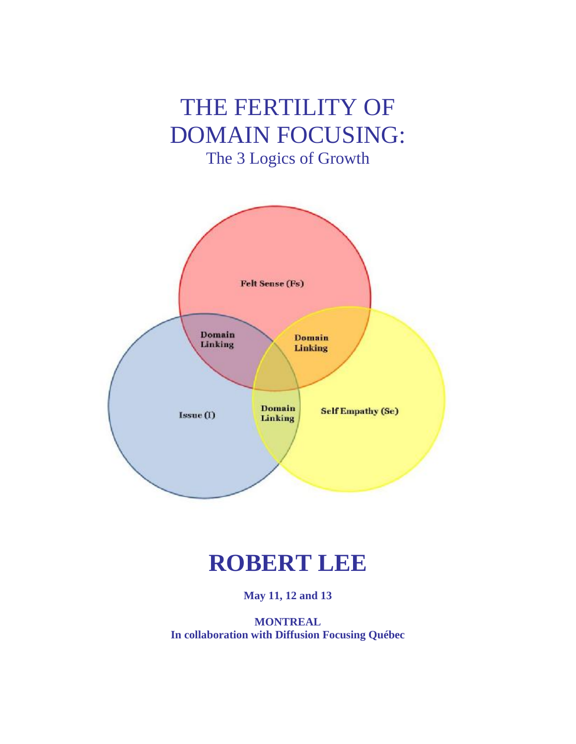# THE FERTILITY OF DOMAIN FOCUSING:

## The 3 Logics of Growth

Felt Sense (Fs)

Domain Linking

Domain Linking

Issue (I)

Domain Linking

Self Empathy (Se)

# ROBERT LEE

**May 11, 12 and 13**

**MONTREAL**
**In collaboration with Diffusion Focusing Québec**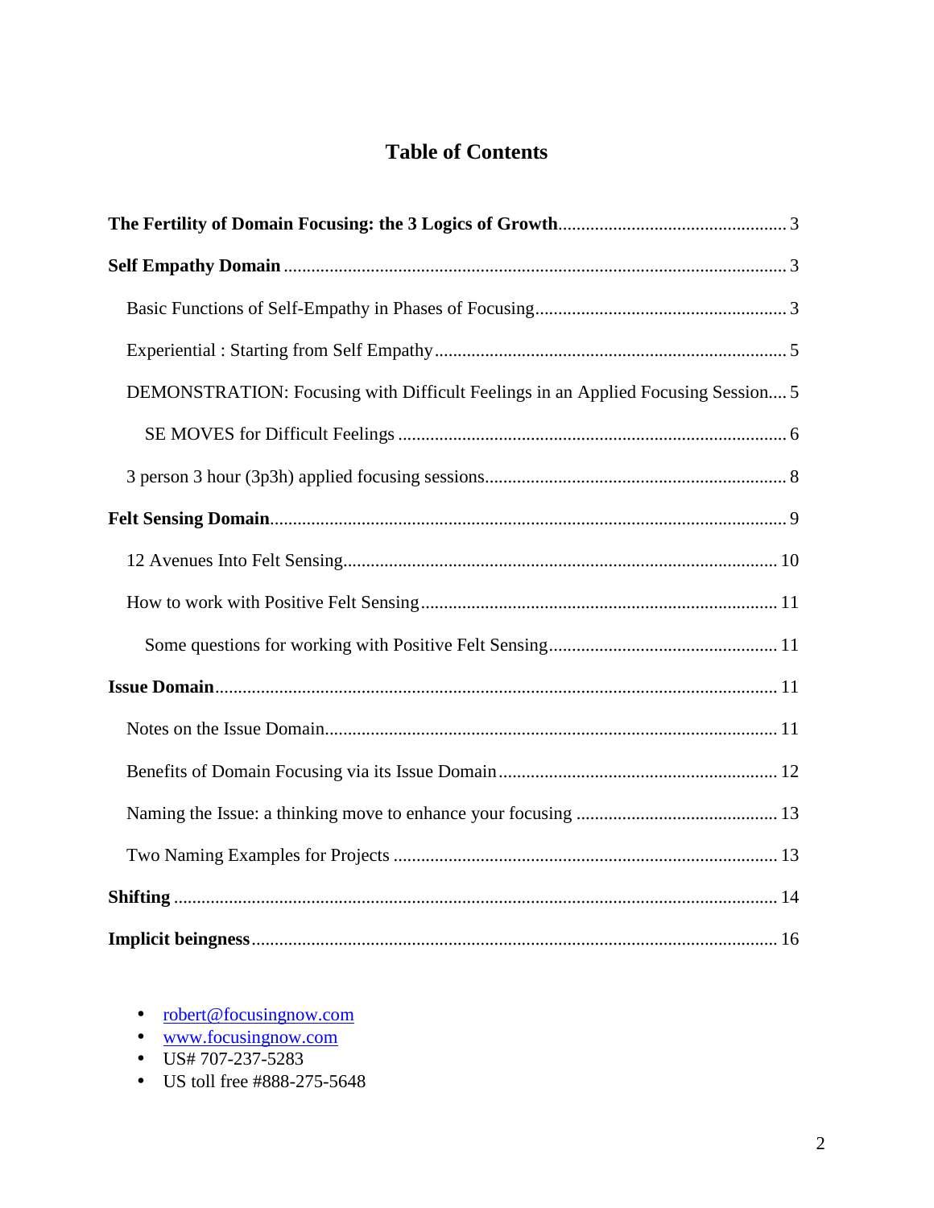# Table of Contents

**The Fertility of Domain Focusing: the 3 Logics of Growth** ..... 3

**Self Empathy Domain** ..... 3

- Basic Functions of Self-Empathy in Phases of Focusing ..... 3
- Experiential : Starting from Self Empathy ..... 5
- DEMONSTRATION: Focusing with Difficult Feelings in an Applied Focusing Session ..... 5
  - SE MOVES for Difficult Feelings ..... 6
- 3 person 3 hour (3p3h) applied focusing sessions ..... 8

**Felt Sensing Domain** ..... 9

- 12 Avenues Into Felt Sensing ..... 10
- How to work with Positive Felt Sensing ..... 11
  - Some questions for working with Positive Felt Sensing ..... 11

**Issue Domain** ..... 11

- Notes on the Issue Domain ..... 11
- Benefits of Domain Focusing via its Issue Domain ..... 12
- Naming the Issue: a thinking move to enhance your focusing ..... 13
- Two Naming Examples for Projects ..... 13

**Shifting** ..... 14

**Implicit beingness** ..... 16

- robert@focusingnow.com
- www.focusingnow.com
- US# 707-237-5283
- US toll free #888-275-5648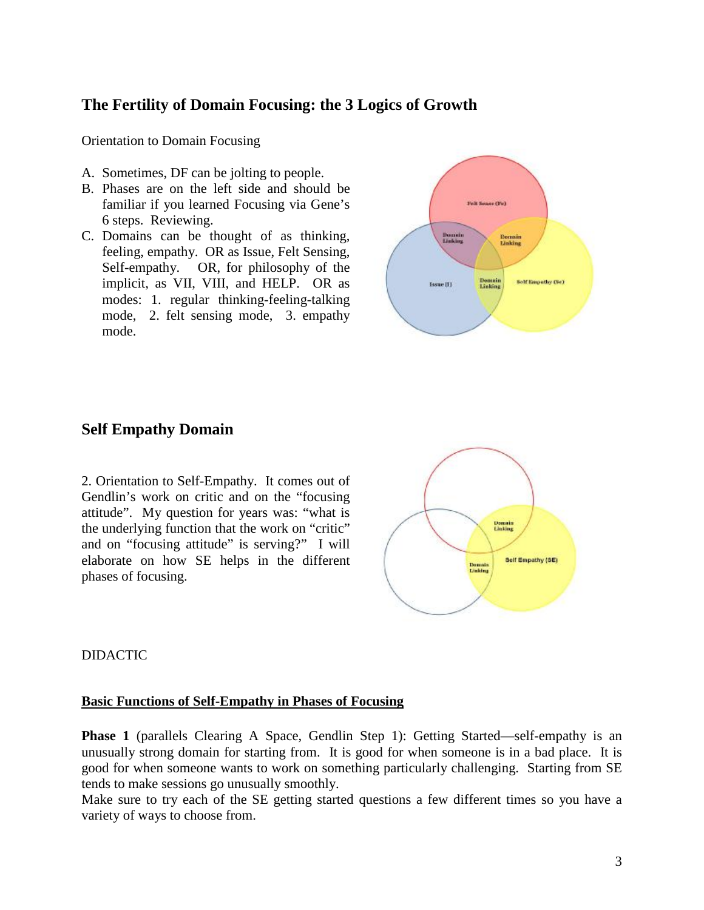## The Fertility of Domain Focusing: the 3 Logics of Growth

Orientation to Domain Focusing

A. Sometimes, DF can be jolting to people.
B. Phases are on the left side and should be familiar if you learned Focusing via Gene's 6 steps. Reviewing.
C. Domains can be thought of as thinking, feeling, empathy. OR as Issue, Felt Sensing, Self-empathy. OR, for philosophy of the implicit, as VII, VIII, and HELP. OR as modes: 1. regular thinking-feeling-talking mode, 2. felt sensing mode, 3. empathy mode.

Felt Sense (Fs)
Domain Linking
Domain Linking
Issue (I)
Domain Linking
Self Empathy (Se)

## Self Empathy Domain

2. Orientation to Self-Empathy. It comes out of Gendlin's work on critic and on the "focusing attitude". My question for years was: "what is the underlying function that the work on "critic" and on "focusing attitude" is serving?" I will elaborate on how SE helps in the different phases of focusing.

Domain Linking
Self Empathy (SE)
Domain Linking

DIDACTIC

**Basic Functions of Self-Empathy in Phases of Focusing**

**Phase 1** (parallels Clearing A Space, Gendlin Step 1): Getting Started—self-empathy is an unusually strong domain for starting from. It is good for when someone is in a bad place. It is good for when someone wants to work on something particularly challenging. Starting from SE tends to make sessions go unusually smoothly.
Make sure to try each of the SE getting started questions a few different times so you have a variety of ways to choose from.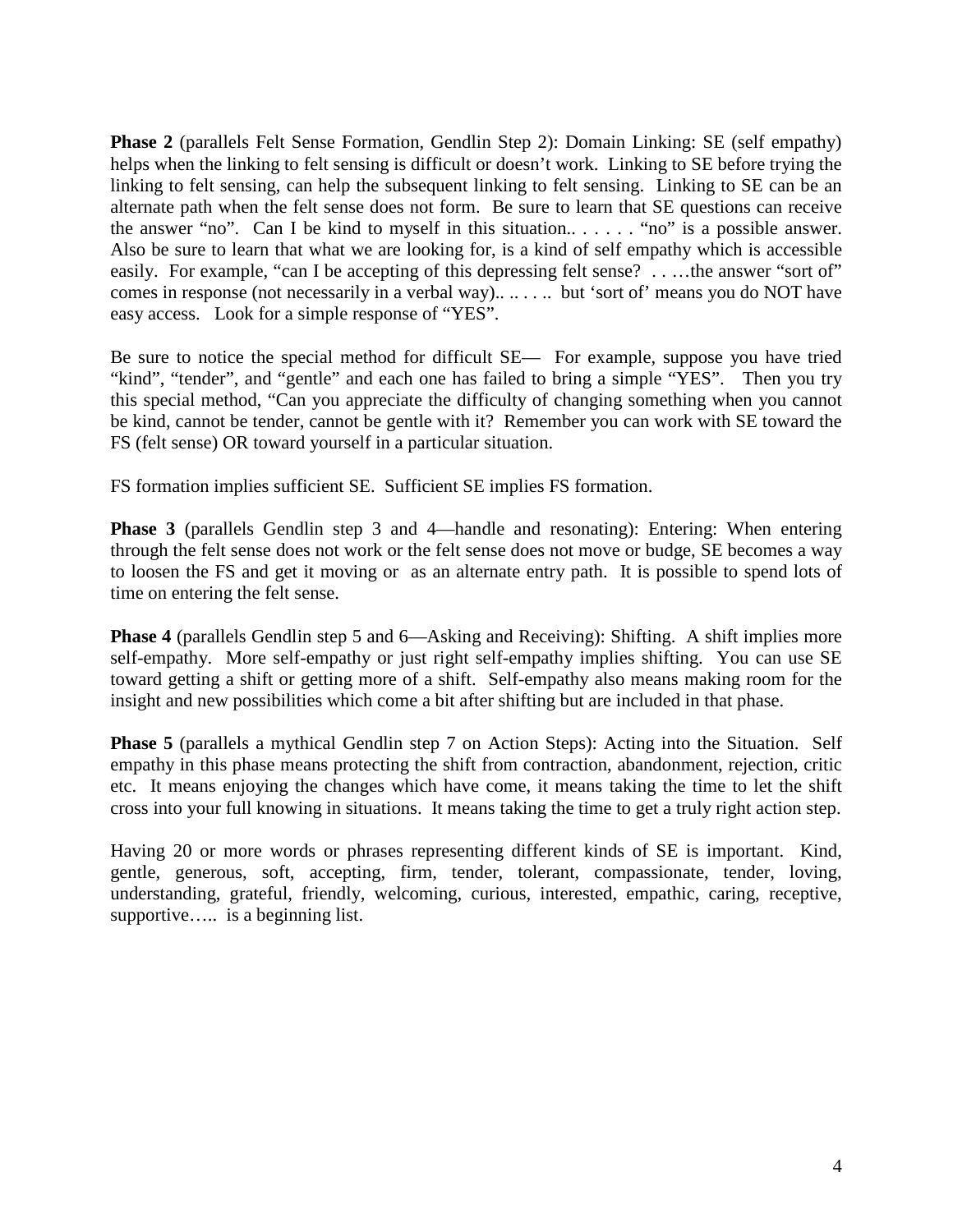**Phase 2** (parallels Felt Sense Formation, Gendlin Step 2): Domain Linking: SE (self empathy) helps when the linking to felt sensing is difficult or doesn't work. Linking to SE before trying the linking to felt sensing, can help the subsequent linking to felt sensing. Linking to SE can be an alternate path when the felt sense does not form. Be sure to learn that SE questions can receive the answer "no". Can I be kind to myself in this situation.. . . . . . "no" is a possible answer. Also be sure to learn that what we are looking for, is a kind of self empathy which is accessible easily. For example, "can I be accepting of this depressing felt sense? . . …the answer "sort of" comes in response (not necessarily in a verbal way).. .. . . .. but 'sort of' means you do NOT have easy access. Look for a simple response of "YES".

Be sure to notice the special method for difficult SE— For example, suppose you have tried "kind", "tender", and "gentle" and each one has failed to bring a simple "YES". Then you try this special method, "Can you appreciate the difficulty of changing something when you cannot be kind, cannot be tender, cannot be gentle with it? Remember you can work with SE toward the FS (felt sense) OR toward yourself in a particular situation.

FS formation implies sufficient SE. Sufficient SE implies FS formation.

**Phase 3** (parallels Gendlin step 3 and 4—handle and resonating): Entering: When entering through the felt sense does not work or the felt sense does not move or budge, SE becomes a way to loosen the FS and get it moving or as an alternate entry path. It is possible to spend lots of time on entering the felt sense.

**Phase 4** (parallels Gendlin step 5 and 6—Asking and Receiving): Shifting. A shift implies more self-empathy. More self-empathy or just right self-empathy implies shifting. You can use SE toward getting a shift or getting more of a shift. Self-empathy also means making room for the insight and new possibilities which come a bit after shifting but are included in that phase.

**Phase 5** (parallels a mythical Gendlin step 7 on Action Steps): Acting into the Situation. Self empathy in this phase means protecting the shift from contraction, abandonment, rejection, critic etc. It means enjoying the changes which have come, it means taking the time to let the shift cross into your full knowing in situations. It means taking the time to get a truly right action step.

Having 20 or more words or phrases representing different kinds of SE is important. Kind, gentle, generous, soft, accepting, firm, tender, tolerant, compassionate, tender, loving, understanding, grateful, friendly, welcoming, curious, interested, empathic, caring, receptive, supportive….. is a beginning list.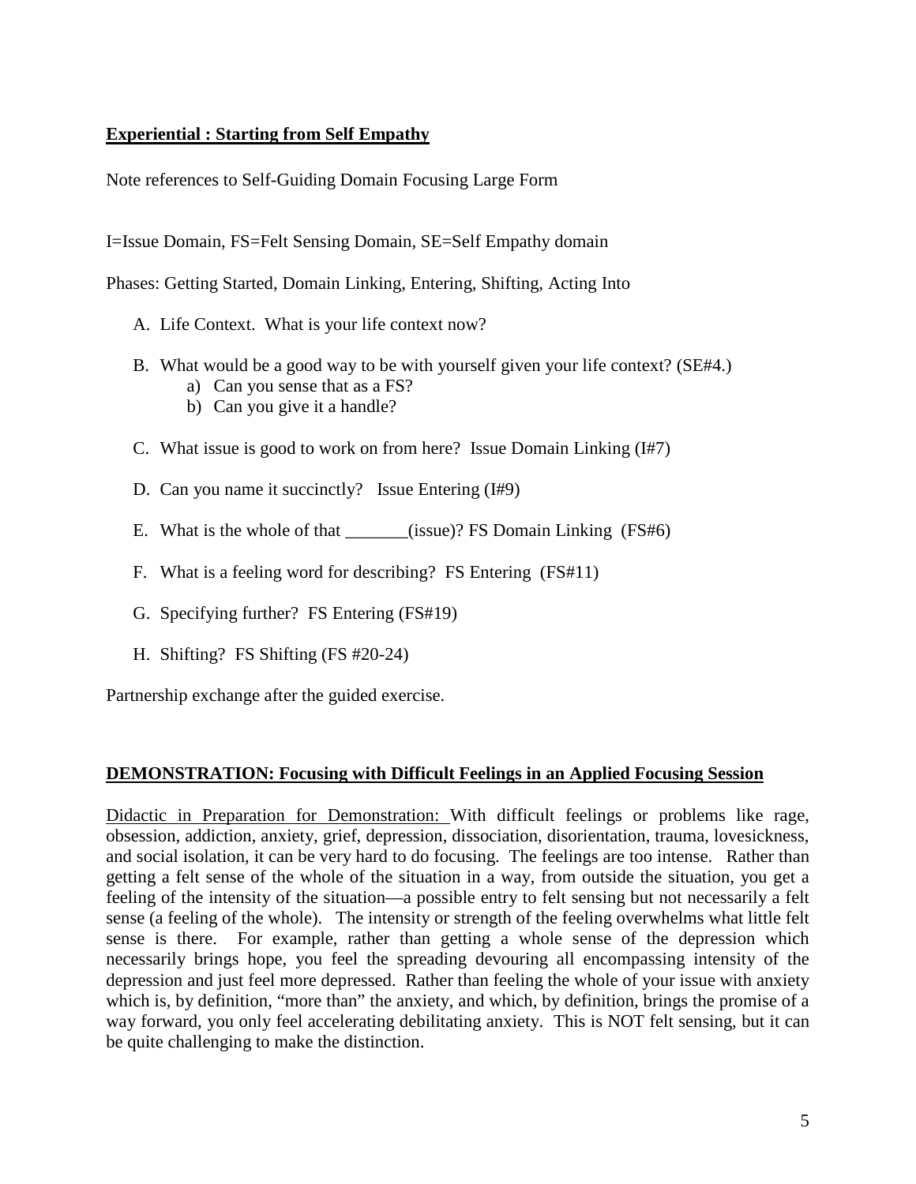**Experiential : Starting from Self Empathy**

Note references to Self-Guiding Domain Focusing Large Form

I=Issue Domain, FS=Felt Sensing Domain, SE=Self Empathy domain

Phases: Getting Started, Domain Linking, Entering, Shifting, Acting Into

A. Life Context. What is your life context now?

B. What would be a good way to be with yourself given your life context? (SE#4.)
   a) Can you sense that as a FS?
   b) Can you give it a handle?

C. What issue is good to work on from here? Issue Domain Linking (I#7)

D. Can you name it succinctly? Issue Entering (I#9)

E. What is the whole of that _______(issue)? FS Domain Linking (FS#6)

F. What is a feeling word for describing? FS Entering (FS#11)

G. Specifying further? FS Entering (FS#19)

H. Shifting? FS Shifting (FS #20-24)

Partnership exchange after the guided exercise.

**DEMONSTRATION: Focusing with Difficult Feelings in an Applied Focusing Session**

Didactic in Preparation for Demonstration: With difficult feelings or problems like rage, obsession, addiction, anxiety, grief, depression, dissociation, disorientation, trauma, lovesickness, and social isolation, it can be very hard to do focusing. The feelings are too intense. Rather than getting a felt sense of the whole of the situation in a way, from outside the situation, you get a feeling of the intensity of the situation—a possible entry to felt sensing but not necessarily a felt sense (a feeling of the whole). The intensity or strength of the feeling overwhelms what little felt sense is there. For example, rather than getting a whole sense of the depression which necessarily brings hope, you feel the spreading devouring all encompassing intensity of the depression and just feel more depressed. Rather than feeling the whole of your issue with anxiety which is, by definition, "more than" the anxiety, and which, by definition, brings the promise of a way forward, you only feel accelerating debilitating anxiety. This is NOT felt sensing, but it can be quite challenging to make the distinction.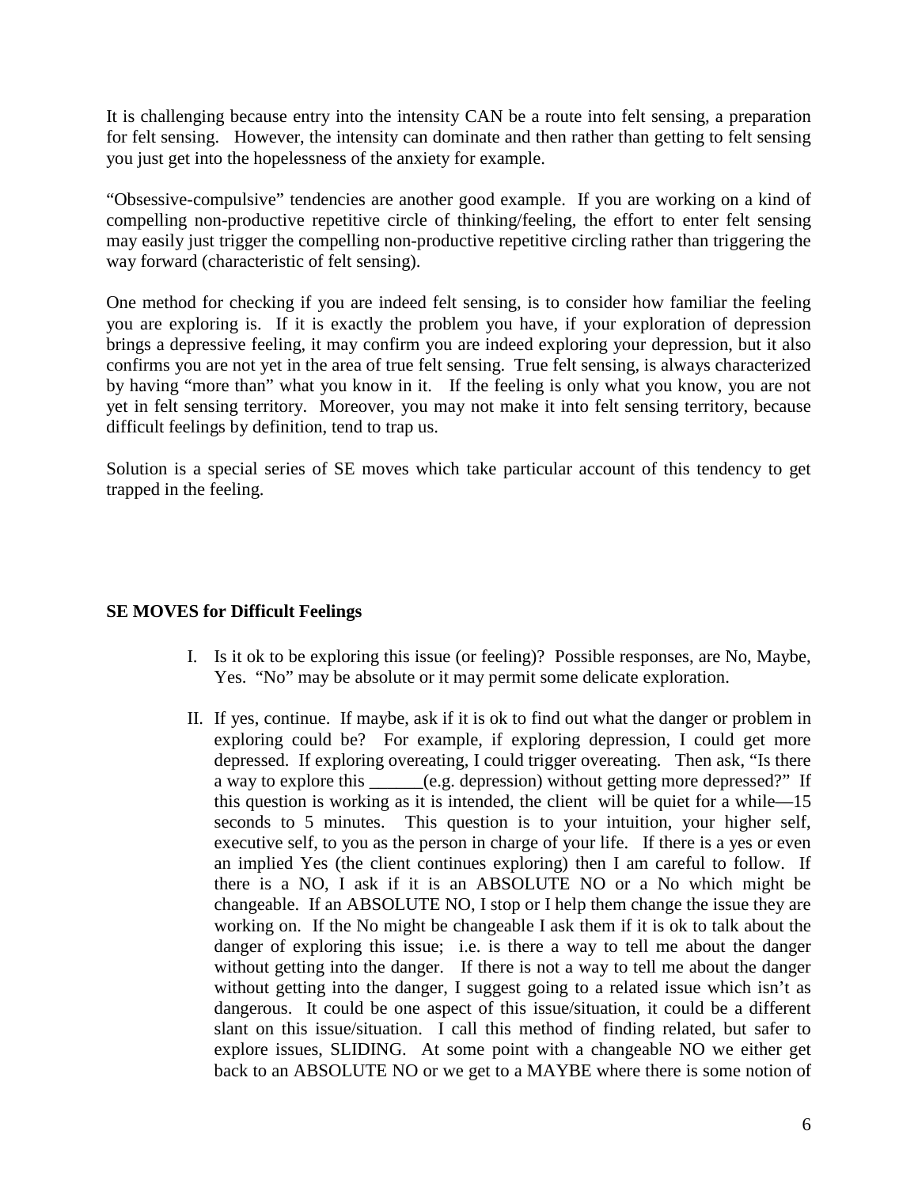It is challenging because entry into the intensity CAN be a route into felt sensing, a preparation for felt sensing. However, the intensity can dominate and then rather than getting to felt sensing you just get into the hopelessness of the anxiety for example.

"Obsessive-compulsive" tendencies are another good example. If you are working on a kind of compelling non-productive repetitive circle of thinking/feeling, the effort to enter felt sensing may easily just trigger the compelling non-productive repetitive circling rather than triggering the way forward (characteristic of felt sensing).

One method for checking if you are indeed felt sensing, is to consider how familiar the feeling you are exploring is. If it is exactly the problem you have, if your exploration of depression brings a depressive feeling, it may confirm you are indeed exploring your depression, but it also confirms you are not yet in the area of true felt sensing. True felt sensing, is always characterized by having "more than" what you know in it. If the feeling is only what you know, you are not yet in felt sensing territory. Moreover, you may not make it into felt sensing territory, because difficult feelings by definition, tend to trap us.

Solution is a special series of SE moves which take particular account of this tendency to get trapped in the feeling.

**SE MOVES for Difficult Feelings**

I. Is it ok to be exploring this issue (or feeling)? Possible responses, are No, Maybe, Yes. "No" may be absolute or it may permit some delicate exploration.

II. If yes, continue. If maybe, ask if it is ok to find out what the danger or problem in exploring could be? For example, if exploring depression, I could get more depressed. If exploring overeating, I could trigger overeating. Then ask, "Is there a way to explore this ______(e.g. depression) without getting more depressed?" If this question is working as it is intended, the client will be quiet for a while—15 seconds to 5 minutes. This question is to your intuition, your higher self, executive self, to you as the person in charge of your life. If there is a yes or even an implied Yes (the client continues exploring) then I am careful to follow. If there is a NO, I ask if it is an ABSOLUTE NO or a No which might be changeable. If an ABSOLUTE NO, I stop or I help them change the issue they are working on. If the No might be changeable I ask them if it is ok to talk about the danger of exploring this issue; i.e. is there a way to tell me about the danger without getting into the danger. If there is not a way to tell me about the danger without getting into the danger, I suggest going to a related issue which isn't as dangerous. It could be one aspect of this issue/situation, it could be a different slant on this issue/situation. I call this method of finding related, but safer to explore issues, SLIDING. At some point with a changeable NO we either get back to an ABSOLUTE NO or we get to a MAYBE where there is some notion of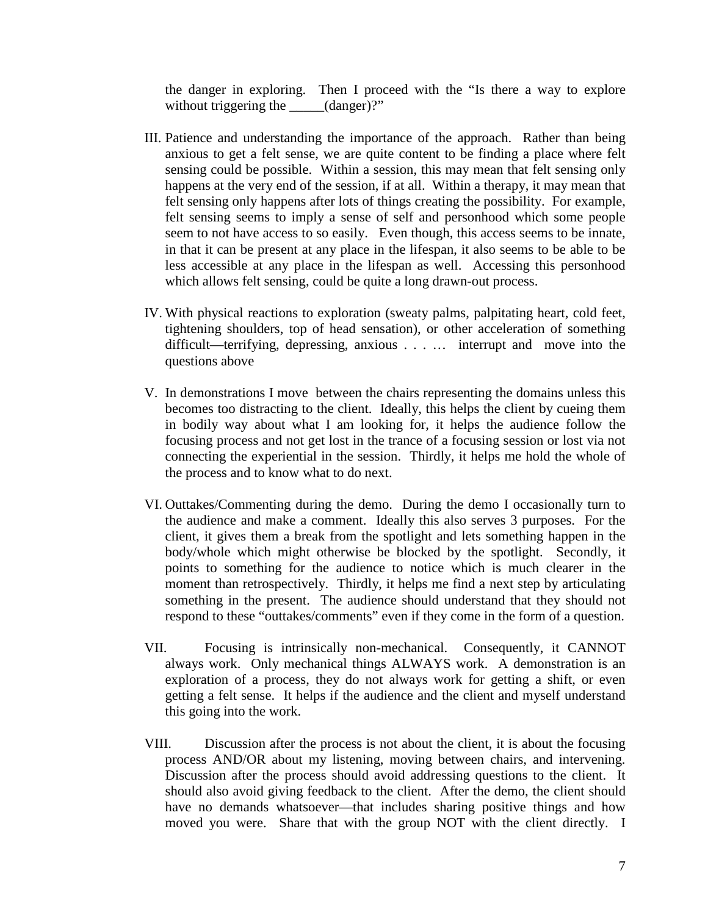the danger in exploring. Then I proceed with the "Is there a way to explore without triggering the _____(danger)?"

III. Patience and understanding the importance of the approach. Rather than being anxious to get a felt sense, we are quite content to be finding a place where felt sensing could be possible. Within a session, this may mean that felt sensing only happens at the very end of the session, if at all. Within a therapy, it may mean that felt sensing only happens after lots of things creating the possibility. For example, felt sensing seems to imply a sense of self and personhood which some people seem to not have access to so easily. Even though, this access seems to be innate, in that it can be present at any place in the lifespan, it also seems to be able to be less accessible at any place in the lifespan as well. Accessing this personhood which allows felt sensing, could be quite a long drawn-out process.

IV. With physical reactions to exploration (sweaty palms, palpitating heart, cold feet, tightening shoulders, top of head sensation), or other acceleration of something difficult—terrifying, depressing, anxious . . . . … interrupt and move into the questions above

V. In demonstrations I move between the chairs representing the domains unless this becomes too distracting to the client. Ideally, this helps the client by cueing them in bodily way about what I am looking for, it helps the audience follow the focusing process and not get lost in the trance of a focusing session or lost via not connecting the experiential in the session. Thirdly, it helps me hold the whole of the process and to know what to do next.

VI. Outtakes/Commenting during the demo. During the demo I occasionally turn to the audience and make a comment. Ideally this also serves 3 purposes. For the client, it gives them a break from the spotlight and lets something happen in the body/whole which might otherwise be blocked by the spotlight. Secondly, it points to something for the audience to notice which is much clearer in the moment than retrospectively. Thirdly, it helps me find a next step by articulating something in the present. The audience should understand that they should not respond to these "outtakes/comments" even if they come in the form of a question.

VII. Focusing is intrinsically non-mechanical. Consequently, it CANNOT always work. Only mechanical things ALWAYS work. A demonstration is an exploration of a process, they do not always work for getting a shift, or even getting a felt sense. It helps if the audience and the client and myself understand this going into the work.

VIII. Discussion after the process is not about the client, it is about the focusing process AND/OR about my listening, moving between chairs, and intervening. Discussion after the process should avoid addressing questions to the client. It should also avoid giving feedback to the client. After the demo, the client should have no demands whatsoever—that includes sharing positive things and how moved you were. Share that with the group NOT with the client directly. I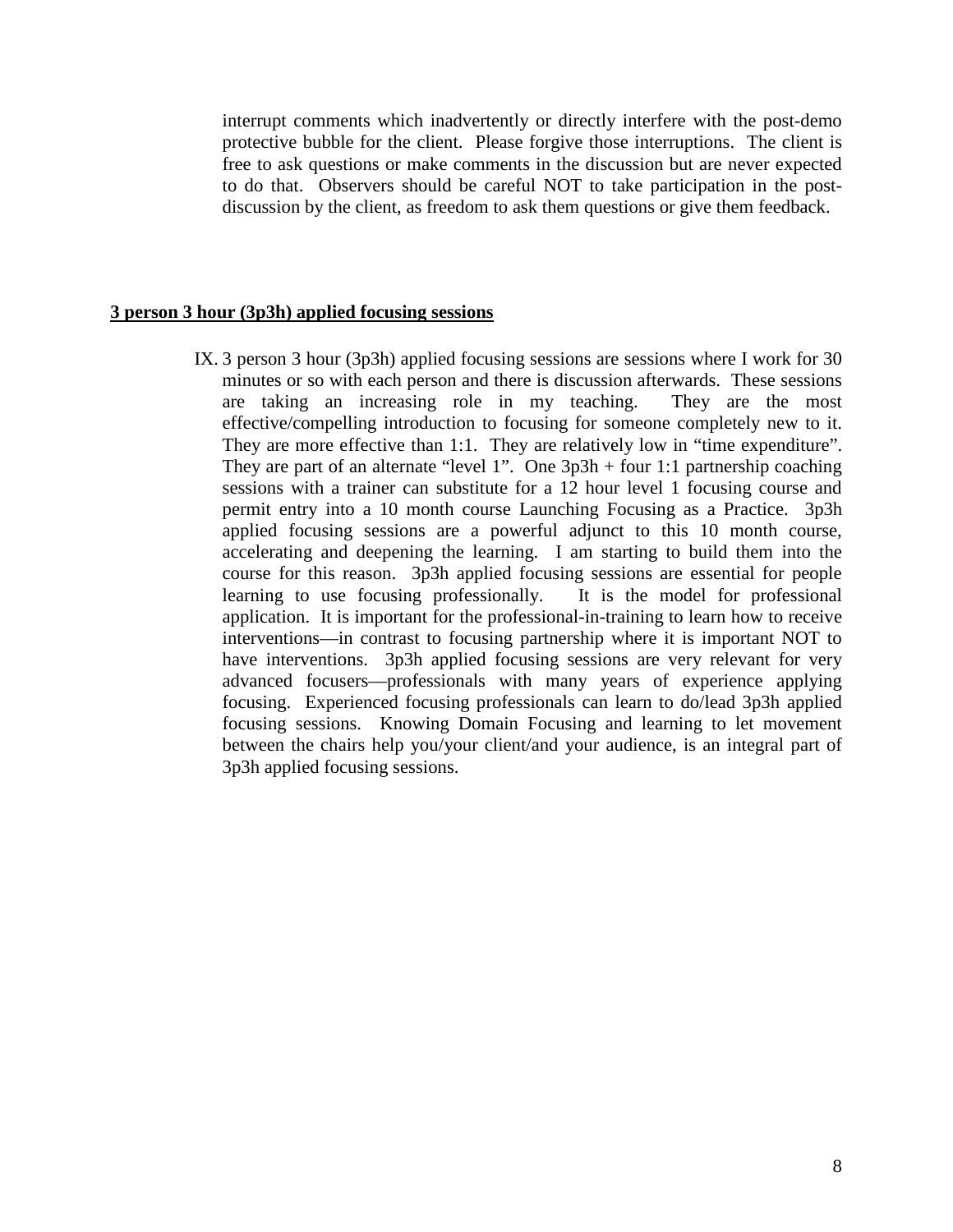interrupt comments which inadvertently or directly interfere with the post-demo protective bubble for the client. Please forgive those interruptions. The client is free to ask questions or make comments in the discussion but are never expected to do that. Observers should be careful NOT to take participation in the post-discussion by the client, as freedom to ask them questions or give them feedback.

**3 person 3 hour (3p3h) applied focusing sessions**

IX. 3 person 3 hour (3p3h) applied focusing sessions are sessions where I work for 30 minutes or so with each person and there is discussion afterwards. These sessions are taking an increasing role in my teaching. They are the most effective/compelling introduction to focusing for someone completely new to it. They are more effective than 1:1. They are relatively low in "time expenditure". They are part of an alternate "level 1". One 3p3h + four 1:1 partnership coaching sessions with a trainer can substitute for a 12 hour level 1 focusing course and permit entry into a 10 month course Launching Focusing as a Practice. 3p3h applied focusing sessions are a powerful adjunct to this 10 month course, accelerating and deepening the learning. I am starting to build them into the course for this reason. 3p3h applied focusing sessions are essential for people learning to use focusing professionally. It is the model for professional application. It is important for the professional-in-training to learn how to receive interventions—in contrast to focusing partnership where it is important NOT to have interventions. 3p3h applied focusing sessions are very relevant for very advanced focusers—professionals with many years of experience applying focusing. Experienced focusing professionals can learn to do/lead 3p3h applied focusing sessions. Knowing Domain Focusing and learning to let movement between the chairs help you/your client/and your audience, is an integral part of 3p3h applied focusing sessions.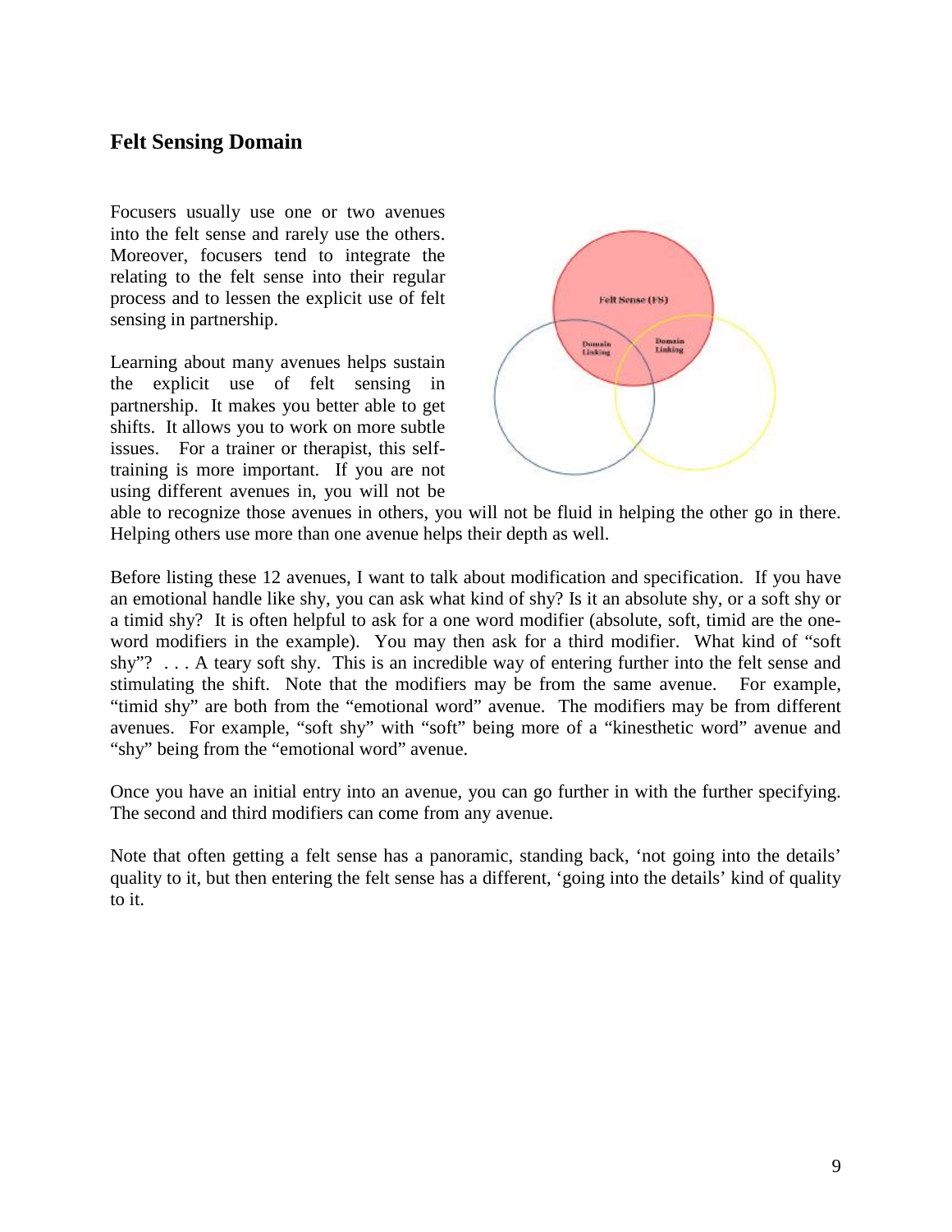## Felt Sensing Domain

Focusers usually use one or two avenues into the felt sense and rarely use the others. Moreover, focusers tend to integrate the relating to the felt sense into their regular process and to lessen the explicit use of felt sensing in partnership.

Felt Sense (FS)

Domain Linking

Domain Linking

Learning about many avenues helps sustain the explicit use of felt sensing in partnership. It makes you better able to get shifts. It allows you to work on more subtle issues. For a trainer or therapist, this self-training is more important. If you are not using different avenues in, you will not be able to recognize those avenues in others, you will not be fluid in helping the other go in there. Helping others use more than one avenue helps their depth as well.

Before listing these 12 avenues, I want to talk about modification and specification. If you have an emotional handle like shy, you can ask what kind of shy? Is it an absolute shy, or a soft shy or a timid shy? It is often helpful to ask for a one word modifier (absolute, soft, timid are the one-word modifiers in the example). You may then ask for a third modifier. What kind of "soft shy"? . . . A teary soft shy. This is an incredible way of entering further into the felt sense and stimulating the shift. Note that the modifiers may be from the same avenue. For example, "timid shy" are both from the "emotional word" avenue. The modifiers may be from different avenues. For example, "soft shy" with "soft" being more of a "kinesthetic word" avenue and "shy" being from the "emotional word" avenue.

Once you have an initial entry into an avenue, you can go further in with the further specifying. The second and third modifiers can come from any avenue.

Note that often getting a felt sense has a panoramic, standing back, 'not going into the details' quality to it, but then entering the felt sense has a different, 'going into the details' kind of quality to it.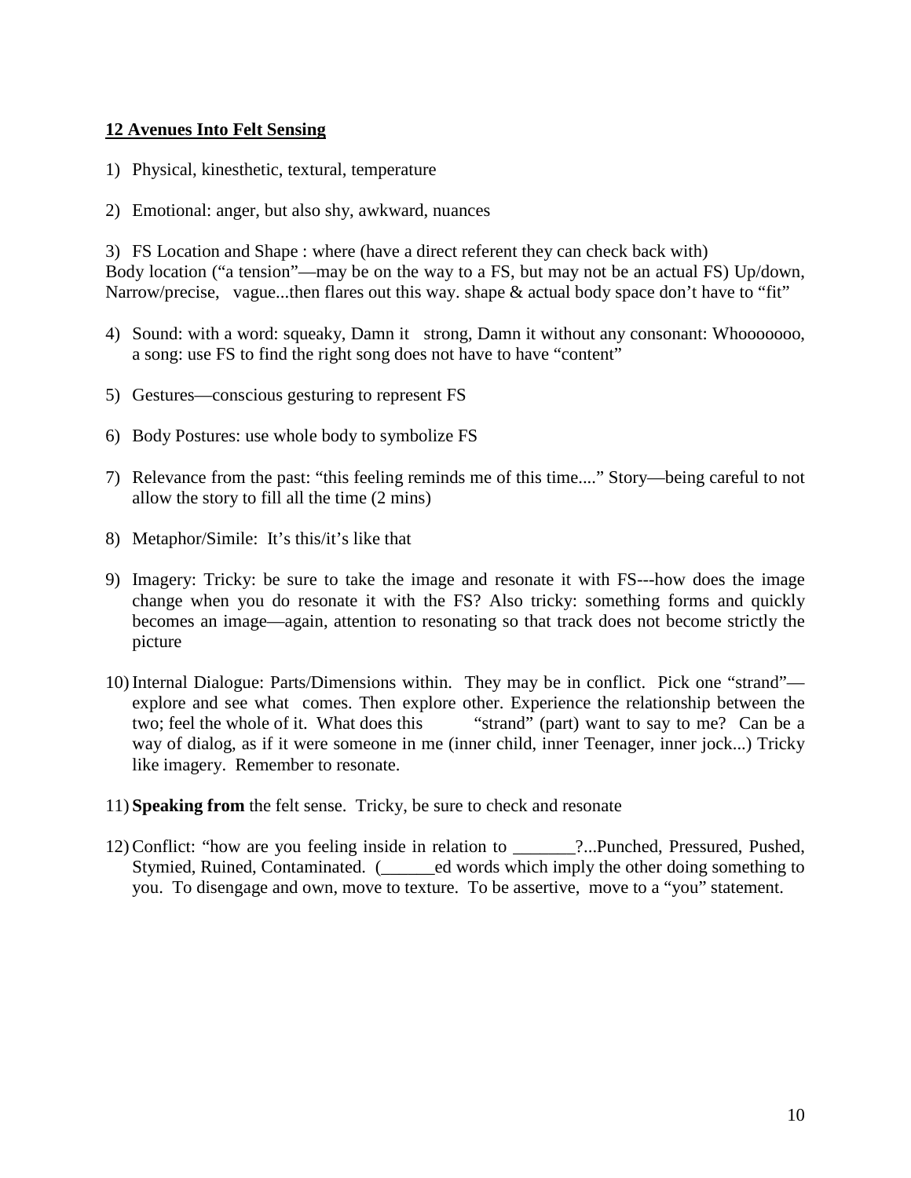**12 Avenues Into Felt Sensing**

1) Physical, kinesthetic, textural, temperature

2) Emotional: anger, but also shy, awkward, nuances

3) FS Location and Shape : where (have a direct referent they can check back with) Body location ("a tension"—may be on the way to a FS, but may not be an actual FS) Up/down, Narrow/precise, vague...then flares out this way. shape & actual body space don't have to "fit"

4) Sound: with a word: squeaky, Damn it strong, Damn it without any consonant: Whooooooo, a song: use FS to find the right song does not have to have "content"

5) Gestures—conscious gesturing to represent FS

6) Body Postures: use whole body to symbolize FS

7) Relevance from the past: "this feeling reminds me of this time...." Story—being careful to not allow the story to fill all the time (2 mins)

8) Metaphor/Simile: It's this/it's like that

9) Imagery: Tricky: be sure to take the image and resonate it with FS---how does the image change when you do resonate it with the FS? Also tricky: something forms and quickly becomes an image—again, attention to resonating so that track does not become strictly the picture

10) Internal Dialogue: Parts/Dimensions within. They may be in conflict. Pick one "strand"—explore and see what comes. Then explore other. Experience the relationship between the two; feel the whole of it. What does this "strand" (part) want to say to me? Can be a way of dialog, as if it were someone in me (inner child, inner Teenager, inner jock...) Tricky like imagery. Remember to resonate.

11) **Speaking from** the felt sense. Tricky, be sure to check and resonate

12) Conflict: "how are you feeling inside in relation to _______?...Punched, Pressured, Pushed, Stymied, Ruined, Contaminated. (______ed words which imply the other doing something to you. To disengage and own, move to texture. To be assertive, move to a "you" statement.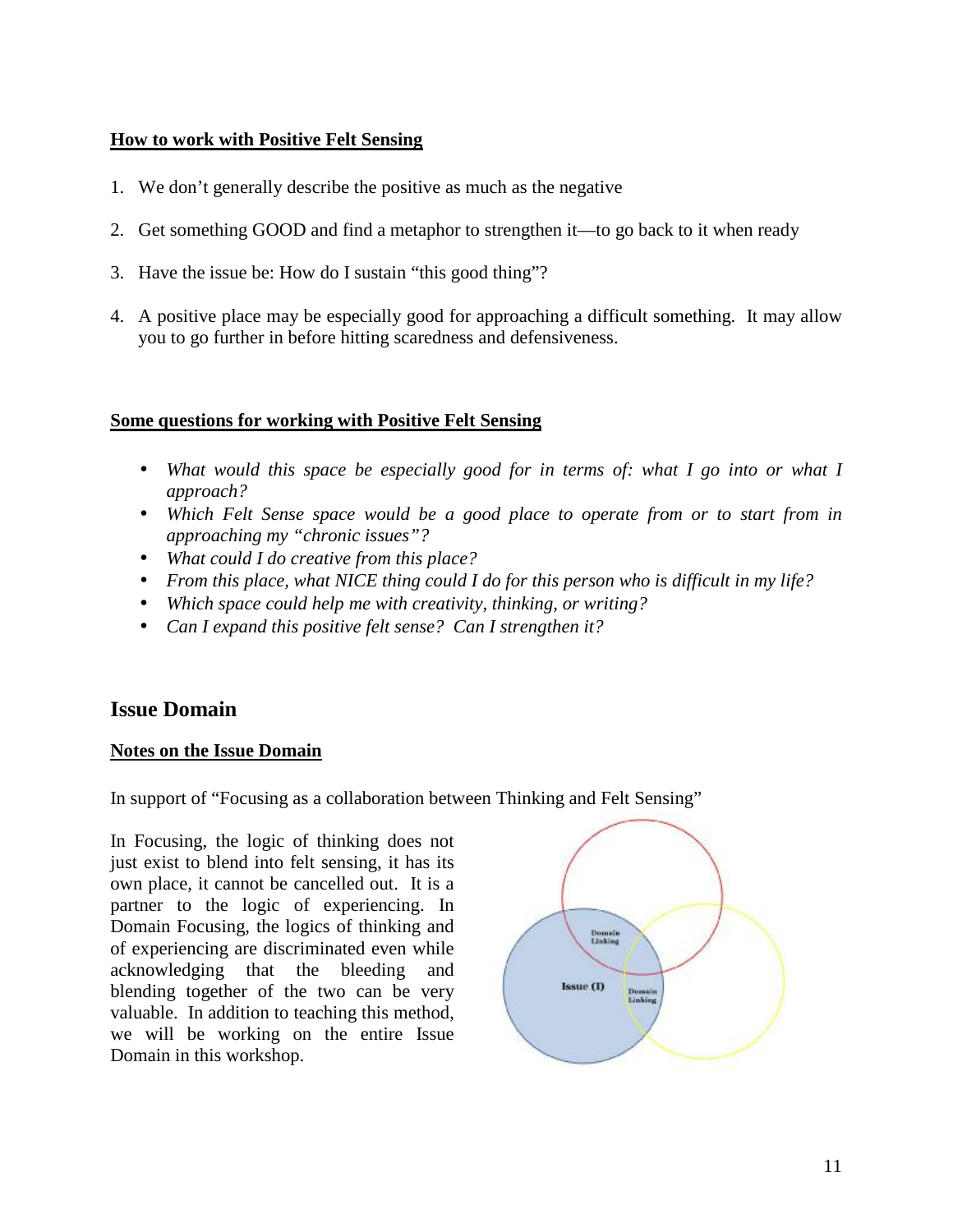**How to work with Positive Felt Sensing**

1. We don't generally describe the positive as much as the negative
2. Get something GOOD and find a metaphor to strengthen it—to go back to it when ready
3. Have the issue be: How do I sustain "this good thing"?
4. A positive place may be especially good for approaching a difficult something. It may allow you to go further in before hitting scaredness and defensiveness.

**Some questions for working with Positive Felt Sensing**

- *What would this space be especially good for in terms of: what I go into or what I approach?*
- *Which Felt Sense space would be a good place to operate from or to start from in approaching my "chronic issues"?*
- *What could I do creative from this place?*
- *From this place, what NICE thing could I do for this person who is difficult in my life?*
- *Which space could help me with creativity, thinking, or writing?*
- *Can I expand this positive felt sense? Can I strengthen it?*

## Issue Domain

**Notes on the Issue Domain**

In support of "Focusing as a collaboration between Thinking and Felt Sensing"

In Focusing, the logic of thinking does not just exist to blend into felt sensing, it has its own place, it cannot be cancelled out. It is a partner to the logic of experiencing. In Domain Focusing, the logics of thinking and of experiencing are discriminated even while acknowledging that the bleeding and blending together of the two can be very valuable. In addition to teaching this method, we will be working on the entire Issue Domain in this workshop.

Domain Linking

Issue (I)

Domain Linking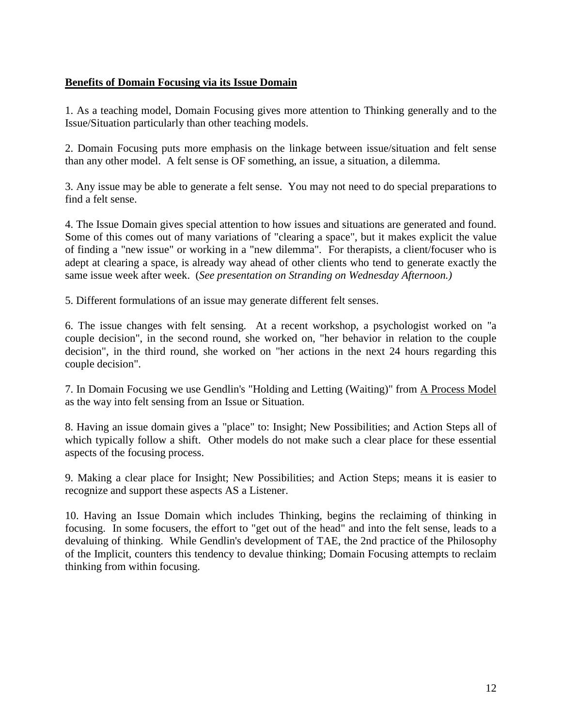**Benefits of Domain Focusing via its Issue Domain**

1. As a teaching model, Domain Focusing gives more attention to Thinking generally and to the Issue/Situation particularly than other teaching models.

2. Domain Focusing puts more emphasis on the linkage between issue/situation and felt sense than any other model. A felt sense is OF something, an issue, a situation, a dilemma.

3. Any issue may be able to generate a felt sense. You may not need to do special preparations to find a felt sense.

4. The Issue Domain gives special attention to how issues and situations are generated and found. Some of this comes out of many variations of "clearing a space", but it makes explicit the value of finding a "new issue" or working in a "new dilemma". For therapists, a client/focuser who is adept at clearing a space, is already way ahead of other clients who tend to generate exactly the same issue week after week. (*See presentation on Stranding on Wednesday Afternoon.)*

5. Different formulations of an issue may generate different felt senses.

6. The issue changes with felt sensing. At a recent workshop, a psychologist worked on "a couple decision", in the second round, she worked on, "her behavior in relation to the couple decision", in the third round, she worked on "her actions in the next 24 hours regarding this couple decision".

7. In Domain Focusing we use Gendlin's "Holding and Letting (Waiting)" from A Process Model as the way into felt sensing from an Issue or Situation.

8. Having an issue domain gives a "place" to: Insight; New Possibilities; and Action Steps all of which typically follow a shift. Other models do not make such a clear place for these essential aspects of the focusing process.

9. Making a clear place for Insight; New Possibilities; and Action Steps; means it is easier to recognize and support these aspects AS a Listener.

10. Having an Issue Domain which includes Thinking, begins the reclaiming of thinking in focusing. In some focusers, the effort to "get out of the head" and into the felt sense, leads to a devaluing of thinking. While Gendlin's development of TAE, the 2nd practice of the Philosophy of the Implicit, counters this tendency to devalue thinking; Domain Focusing attempts to reclaim thinking from within focusing.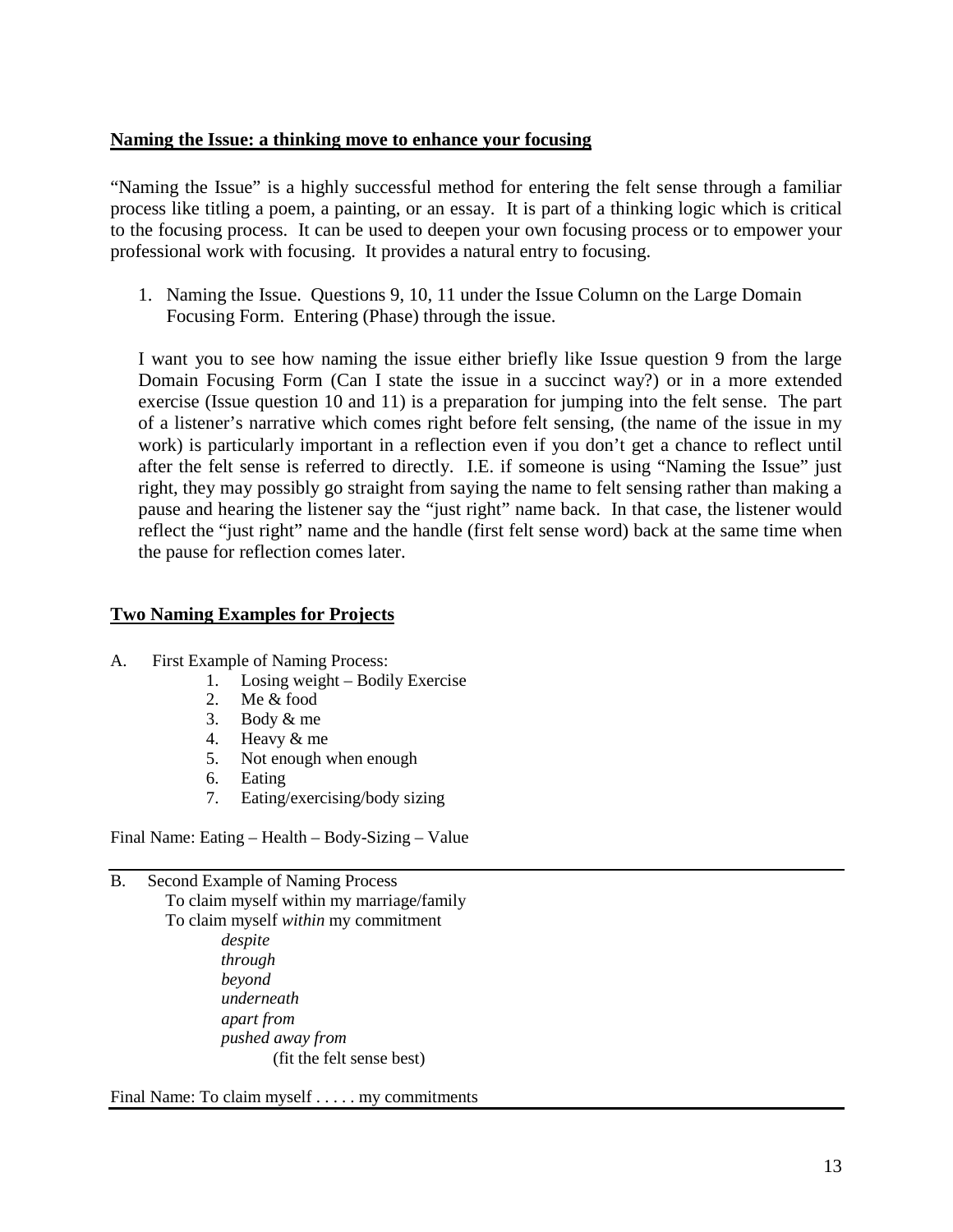**Naming the Issue: a thinking move to enhance your focusing**

"Naming the Issue" is a highly successful method for entering the felt sense through a familiar process like titling a poem, a painting, or an essay. It is part of a thinking logic which is critical to the focusing process. It can be used to deepen your own focusing process or to empower your professional work with focusing. It provides a natural entry to focusing.

1. Naming the Issue. Questions 9, 10, 11 under the Issue Column on the Large Domain Focusing Form. Entering (Phase) through the issue.

   I want you to see how naming the issue either briefly like Issue question 9 from the large Domain Focusing Form (Can I state the issue in a succinct way?) or in a more extended exercise (Issue question 10 and 11) is a preparation for jumping into the felt sense. The part of a listener's narrative which comes right before felt sensing, (the name of the issue in my work) is particularly important in a reflection even if you don't get a chance to reflect until after the felt sense is referred to directly. I.E. if someone is using "Naming the Issue" just right, they may possibly go straight from saying the name to felt sensing rather than making a pause and hearing the listener say the "just right" name back. In that case, the listener would reflect the "just right" name and the handle (first felt sense word) back at the same time when the pause for reflection comes later.

**Two Naming Examples for Projects**

A. First Example of Naming Process:
   1. Losing weight – Bodily Exercise
   2. Me & food
   3. Body & me
   4. Heavy & me
   5. Not enough when enough
   6. Eating
   7. Eating/exercising/body sizing

Final Name: Eating – Health – Body-Sizing – Value

---

B. Second Example of Naming Process
   To claim myself within my marriage/family
   To claim myself *within* my commitment
      *despite*
      *through*
      *beyond*
      *underneath*
      *apart from*
      *pushed away from*
         (fit the felt sense best)

Final Name: To claim myself . . . . . my commitments

---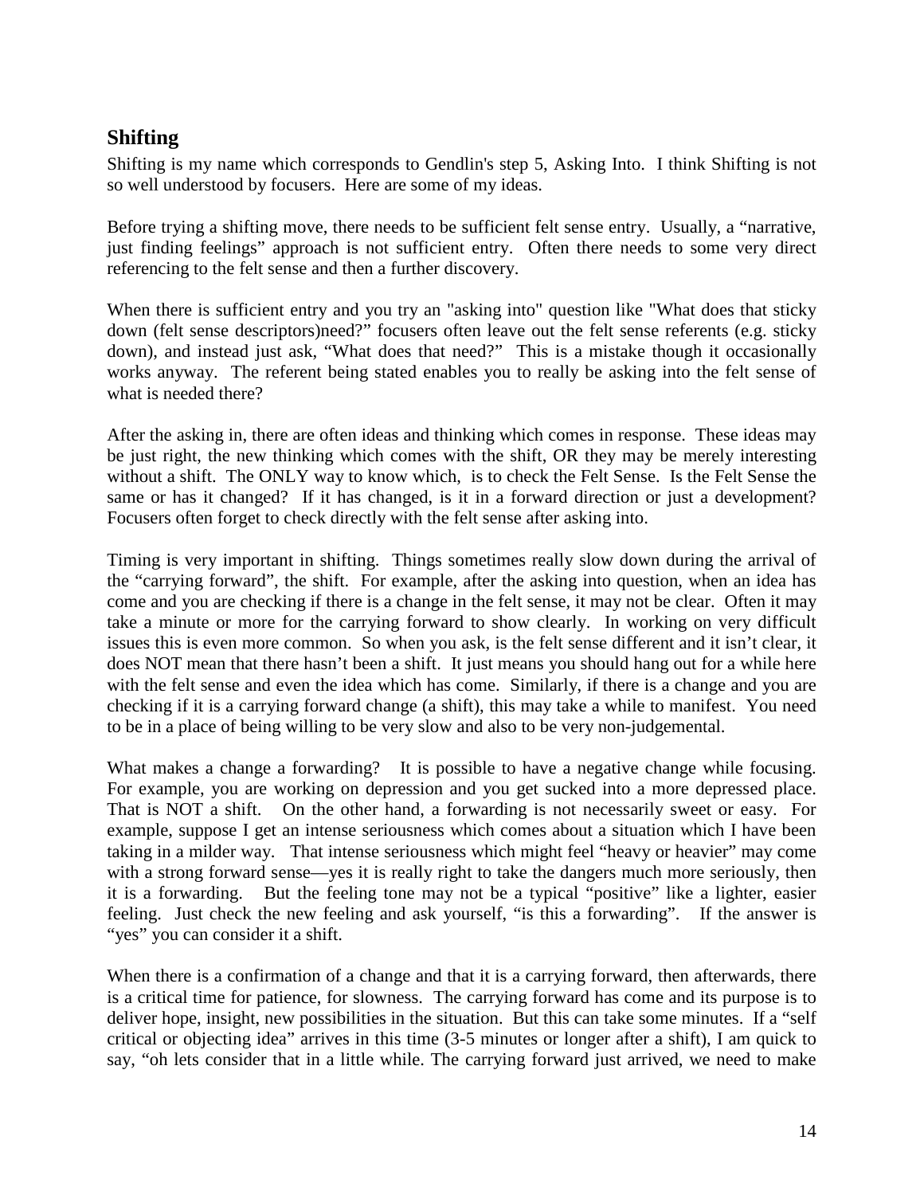## Shifting

Shifting is my name which corresponds to Gendlin's step 5, Asking Into. I think Shifting is not so well understood by focusers. Here are some of my ideas.

Before trying a shifting move, there needs to be sufficient felt sense entry. Usually, a "narrative, just finding feelings" approach is not sufficient entry. Often there needs to some very direct referencing to the felt sense and then a further discovery.

When there is sufficient entry and you try an "asking into" question like "What does that sticky down (felt sense descriptors)need?" focusers often leave out the felt sense referents (e.g. sticky down), and instead just ask, "What does that need?" This is a mistake though it occasionally works anyway. The referent being stated enables you to really be asking into the felt sense of what is needed there?

After the asking in, there are often ideas and thinking which comes in response. These ideas may be just right, the new thinking which comes with the shift, OR they may be merely interesting without a shift. The ONLY way to know which, is to check the Felt Sense. Is the Felt Sense the same or has it changed? If it has changed, is it in a forward direction or just a development? Focusers often forget to check directly with the felt sense after asking into.

Timing is very important in shifting. Things sometimes really slow down during the arrival of the "carrying forward", the shift. For example, after the asking into question, when an idea has come and you are checking if there is a change in the felt sense, it may not be clear. Often it may take a minute or more for the carrying forward to show clearly. In working on very difficult issues this is even more common. So when you ask, is the felt sense different and it isn't clear, it does NOT mean that there hasn't been a shift. It just means you should hang out for a while here with the felt sense and even the idea which has come. Similarly, if there is a change and you are checking if it is a carrying forward change (a shift), this may take a while to manifest. You need to be in a place of being willing to be very slow and also to be very non-judgemental.

What makes a change a forwarding? It is possible to have a negative change while focusing. For example, you are working on depression and you get sucked into a more depressed place. That is NOT a shift. On the other hand, a forwarding is not necessarily sweet or easy. For example, suppose I get an intense seriousness which comes about a situation which I have been taking in a milder way. That intense seriousness which might feel "heavy or heavier" may come with a strong forward sense—yes it is really right to take the dangers much more seriously, then it is a forwarding. But the feeling tone may not be a typical "positive" like a lighter, easier feeling. Just check the new feeling and ask yourself, "is this a forwarding". If the answer is "yes" you can consider it a shift.

When there is a confirmation of a change and that it is a carrying forward, then afterwards, there is a critical time for patience, for slowness. The carrying forward has come and its purpose is to deliver hope, insight, new possibilities in the situation. But this can take some minutes. If a "self critical or objecting idea" arrives in this time (3-5 minutes or longer after a shift), I am quick to say, "oh lets consider that in a little while. The carrying forward just arrived, we need to make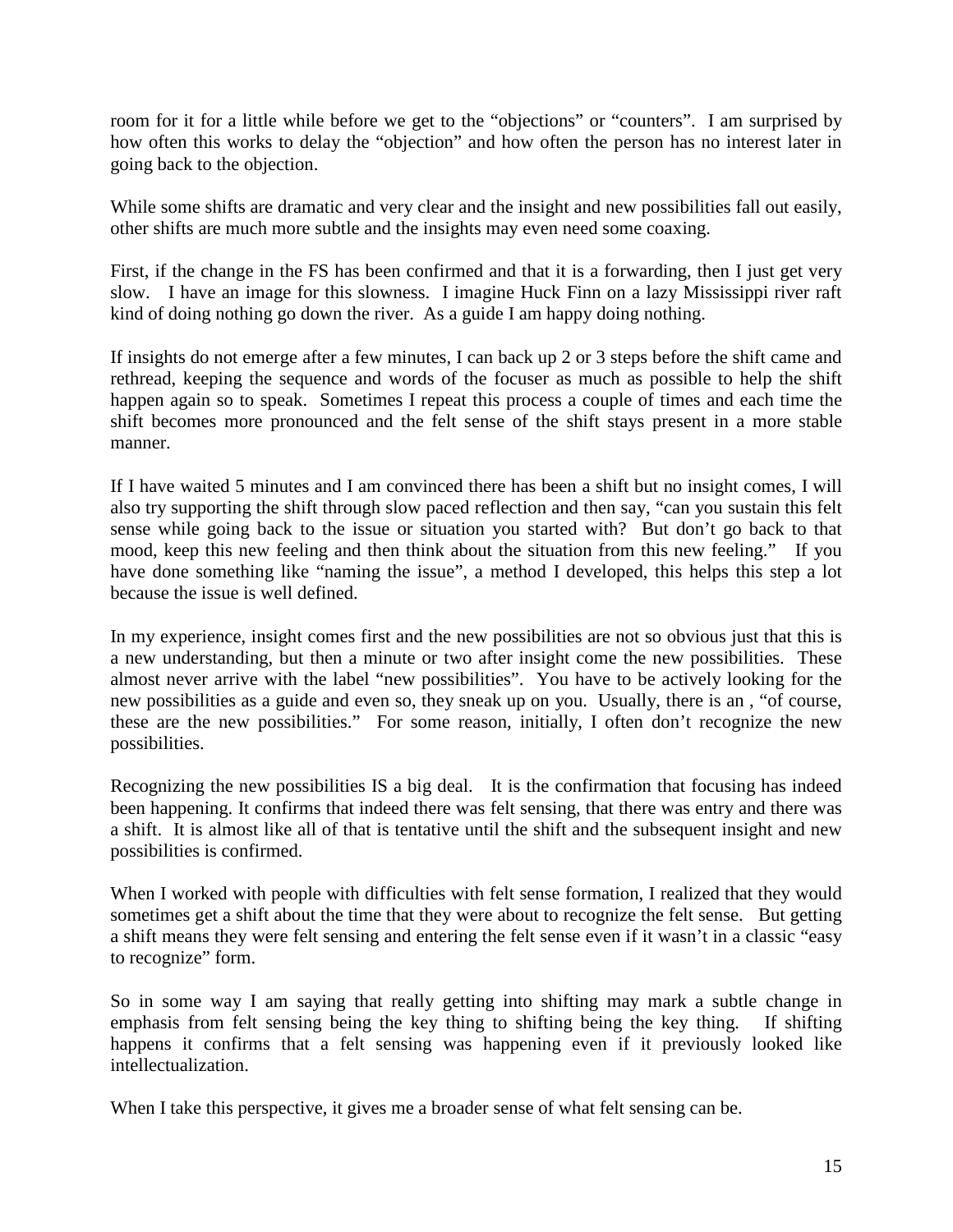room for it for a little while before we get to the "objections" or "counters". I am surprised by how often this works to delay the "objection" and how often the person has no interest later in going back to the objection.

While some shifts are dramatic and very clear and the insight and new possibilities fall out easily, other shifts are much more subtle and the insights may even need some coaxing.

First, if the change in the FS has been confirmed and that it is a forwarding, then I just get very slow. I have an image for this slowness. I imagine Huck Finn on a lazy Mississippi river raft kind of doing nothing go down the river. As a guide I am happy doing nothing.

If insights do not emerge after a few minutes, I can back up 2 or 3 steps before the shift came and rethread, keeping the sequence and words of the focuser as much as possible to help the shift happen again so to speak. Sometimes I repeat this process a couple of times and each time the shift becomes more pronounced and the felt sense of the shift stays present in a more stable manner.

If I have waited 5 minutes and I am convinced there has been a shift but no insight comes, I will also try supporting the shift through slow paced reflection and then say, "can you sustain this felt sense while going back to the issue or situation you started with? But don't go back to that mood, keep this new feeling and then think about the situation from this new feeling." If you have done something like "naming the issue", a method I developed, this helps this step a lot because the issue is well defined.

In my experience, insight comes first and the new possibilities are not so obvious just that this is a new understanding, but then a minute or two after insight come the new possibilities. These almost never arrive with the label "new possibilities". You have to be actively looking for the new possibilities as a guide and even so, they sneak up on you. Usually, there is an , "of course, these are the new possibilities." For some reason, initially, I often don't recognize the new possibilities.

Recognizing the new possibilities IS a big deal. It is the confirmation that focusing has indeed been happening. It confirms that indeed there was felt sensing, that there was entry and there was a shift. It is almost like all of that is tentative until the shift and the subsequent insight and new possibilities is confirmed.

When I worked with people with difficulties with felt sense formation, I realized that they would sometimes get a shift about the time that they were about to recognize the felt sense. But getting a shift means they were felt sensing and entering the felt sense even if it wasn't in a classic "easy to recognize" form.

So in some way I am saying that really getting into shifting may mark a subtle change in emphasis from felt sensing being the key thing to shifting being the key thing. If shifting happens it confirms that a felt sensing was happening even if it previously looked like intellectualization.

When I take this perspective, it gives me a broader sense of what felt sensing can be.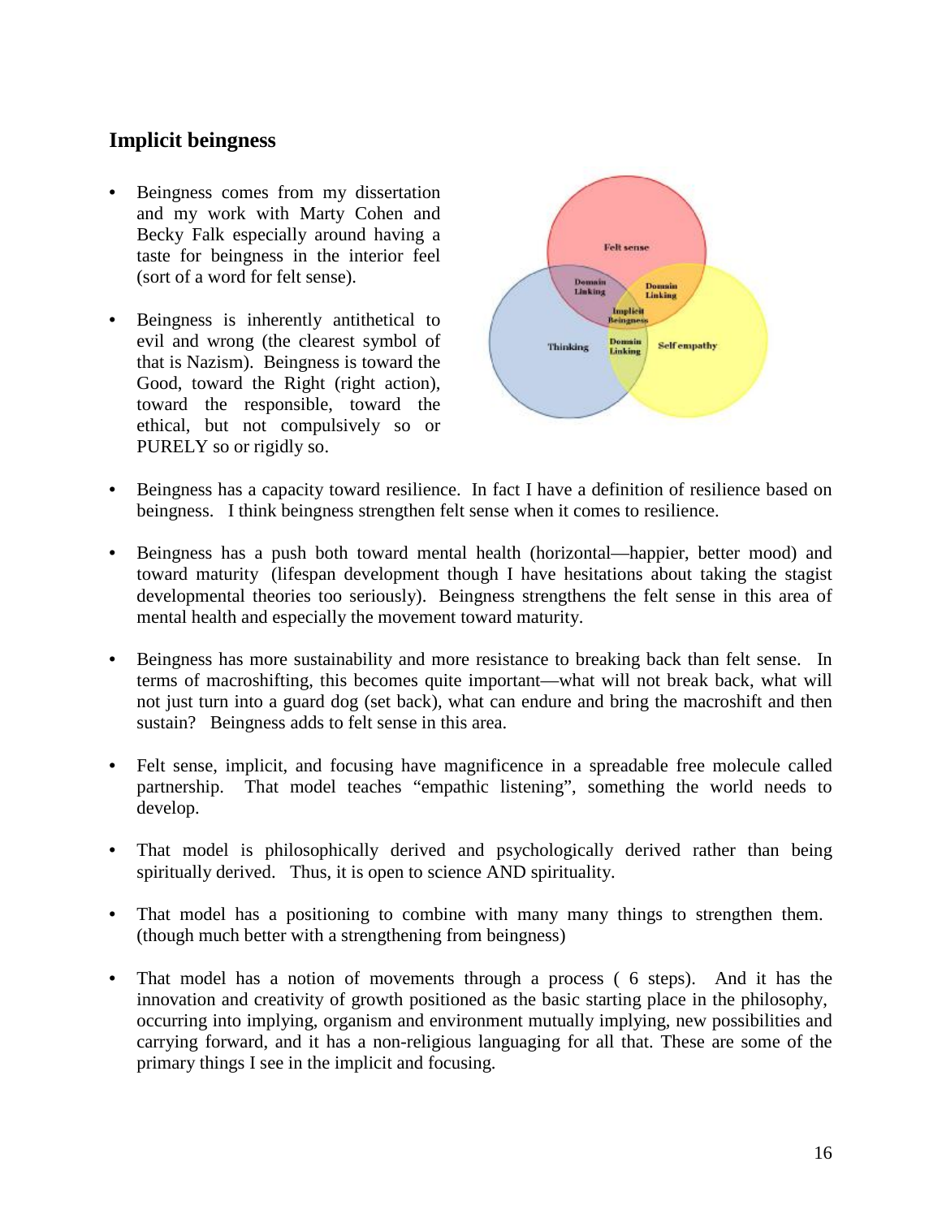## Implicit beingness

- Beingness comes from my dissertation and my work with Marty Cohen and Becky Falk especially around having a taste for beingness in the interior feel (sort of a word for felt sense).

- Beingness is inherently antithetical to evil and wrong (the clearest symbol of that is Nazism). Beingness is toward the Good, toward the Right (right action), toward the responsible, toward the ethical, but not compulsively so or PURELY so or rigidly so.

Felt sense

Domain Linking

Domain Linking

Implicit Beingness

Thinking

Domain Linking

Self empathy

- Beingness has a capacity toward resilience. In fact I have a definition of resilience based on beingness. I think beingness strengthen felt sense when it comes to resilience.

- Beingness has a push both toward mental health (horizontal—happier, better mood) and toward maturity (lifespan development though I have hesitations about taking the stagist developmental theories too seriously). Beingness strengthens the felt sense in this area of mental health and especially the movement toward maturity.

- Beingness has more sustainability and more resistance to breaking back than felt sense. In terms of macroshifting, this becomes quite important—what will not break back, what will not just turn into a guard dog (set back), what can endure and bring the macroshift and then sustain? Beingness adds to felt sense in this area.

- Felt sense, implicit, and focusing have magnificence in a spreadable free molecule called partnership. That model teaches "empathic listening", something the world needs to develop.

- That model is philosophically derived and psychologically derived rather than being spiritually derived. Thus, it is open to science AND spirituality.

- That model has a positioning to combine with many many things to strengthen them. (though much better with a strengthening from beingness)

- That model has a notion of movements through a process ( 6 steps). And it has the innovation and creativity of growth positioned as the basic starting place in the philosophy, occurring into implying, organism and environment mutually implying, new possibilities and carrying forward, and it has a non-religious languaging for all that. These are some of the primary things I see in the implicit and focusing.